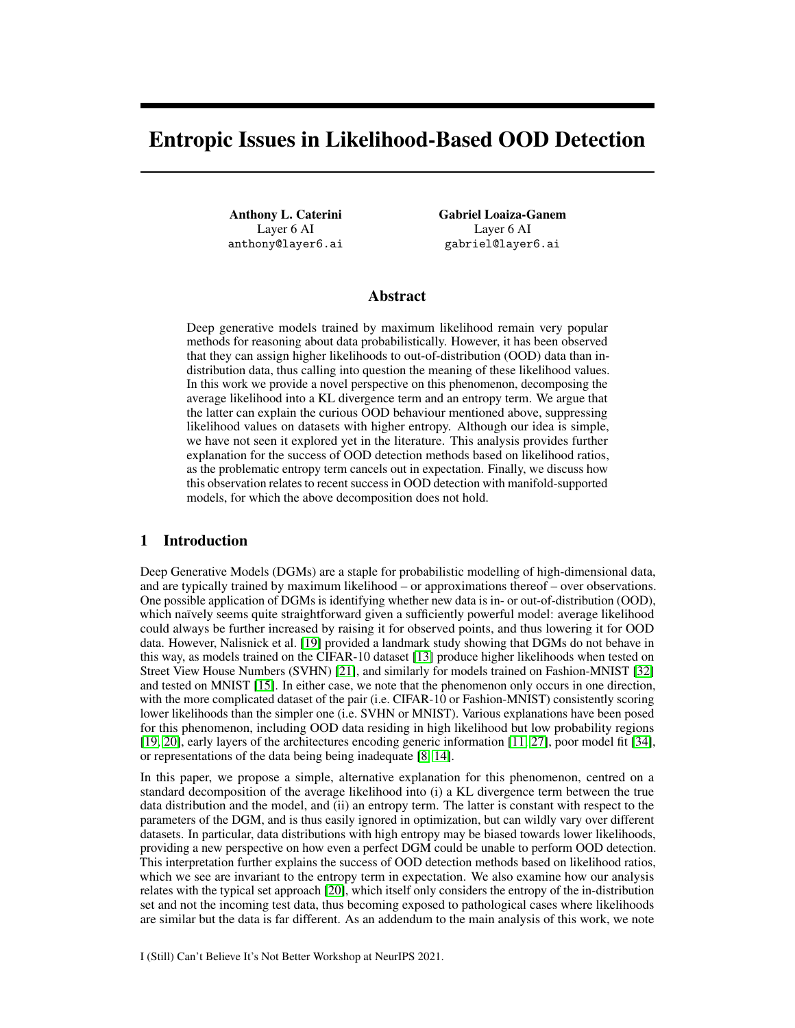# Entropic Issues in Likelihood-Based OOD Detection

**Anthony L. Caterini**
Layer 6 AI
`anthony@layer6.ai`

**Gabriel Loaiza-Ganem**
Layer 6 AI
`gabriel@layer6.ai`

## Abstract

Deep generative models trained by maximum likelihood remain very popular methods for reasoning about data probabilistically. However, it has been observed that they can assign higher likelihoods to out-of-distribution (OOD) data than in-distribution data, thus calling into question the meaning of these likelihood values. In this work we provide a novel perspective on this phenomenon, decomposing the average likelihood into a KL divergence term and an entropy term. We argue that the latter can explain the curious OOD behaviour mentioned above, suppressing likelihood values on datasets with higher entropy. Although our idea is simple, we have not seen it explored yet in the literature. This analysis provides further explanation for the success of OOD detection methods based on likelihood ratios, as the problematic entropy term cancels out in expectation. Finally, we discuss how this observation relates to recent success in OOD detection with manifold-supported models, for which the above decomposition does not hold.

## 1 Introduction

Deep Generative Models (DGMs) are a staple for probabilistic modelling of high-dimensional data, and are typically trained by maximum likelihood – or approximations thereof – over observations. One possible application of DGMs is identifying whether new data is in- or out-of-distribution (OOD), which naïvely seems quite straightforward given a sufficiently powerful model: average likelihood could always be further increased by raising it for observed points, and thus lowering it for OOD data. However, Nalisnick et al. [19] provided a landmark study showing that DGMs do not behave in this way, as models trained on the CIFAR-10 dataset [13] produce higher likelihoods when tested on Street View House Numbers (SVHN) [21], and similarly for models trained on Fashion-MNIST [32] and tested on MNIST [15]. In either case, we note that the phenomenon only occurs in one direction, with the more complicated dataset of the pair (i.e. CIFAR-10 or Fashion-MNIST) consistently scoring lower likelihoods than the simpler one (i.e. SVHN or MNIST). Various explanations have been posed for this phenomenon, including OOD data residing in high likelihood but low probability regions [19, 20], early layers of the architectures encoding generic information [11, 27], poor model fit [34], or representations of the data being being inadequate [8, 14].

In this paper, we propose a simple, alternative explanation for this phenomenon, centred on a standard decomposition of the average likelihood into (i) a KL divergence term between the true data distribution and the model, and (ii) an entropy term. The latter is constant with respect to the parameters of the DGM, and is thus easily ignored in optimization, but can wildly vary over different datasets. In particular, data distributions with high entropy may be biased towards lower likelihoods, providing a new perspective on how even a perfect DGM could be unable to perform OOD detection. This interpretation further explains the success of OOD detection methods based on likelihood ratios, which we see are invariant to the entropy term in expectation. We also examine how our analysis relates with the typical set approach [20], which itself only considers the entropy of the in-distribution set and not the incoming test data, thus becoming exposed to pathological cases where likelihoods are similar but the data is far different. As an addendum to the main analysis of this work, we note

I (Still) Can't Believe It's Not Better Workshop at NeurIPS 2021.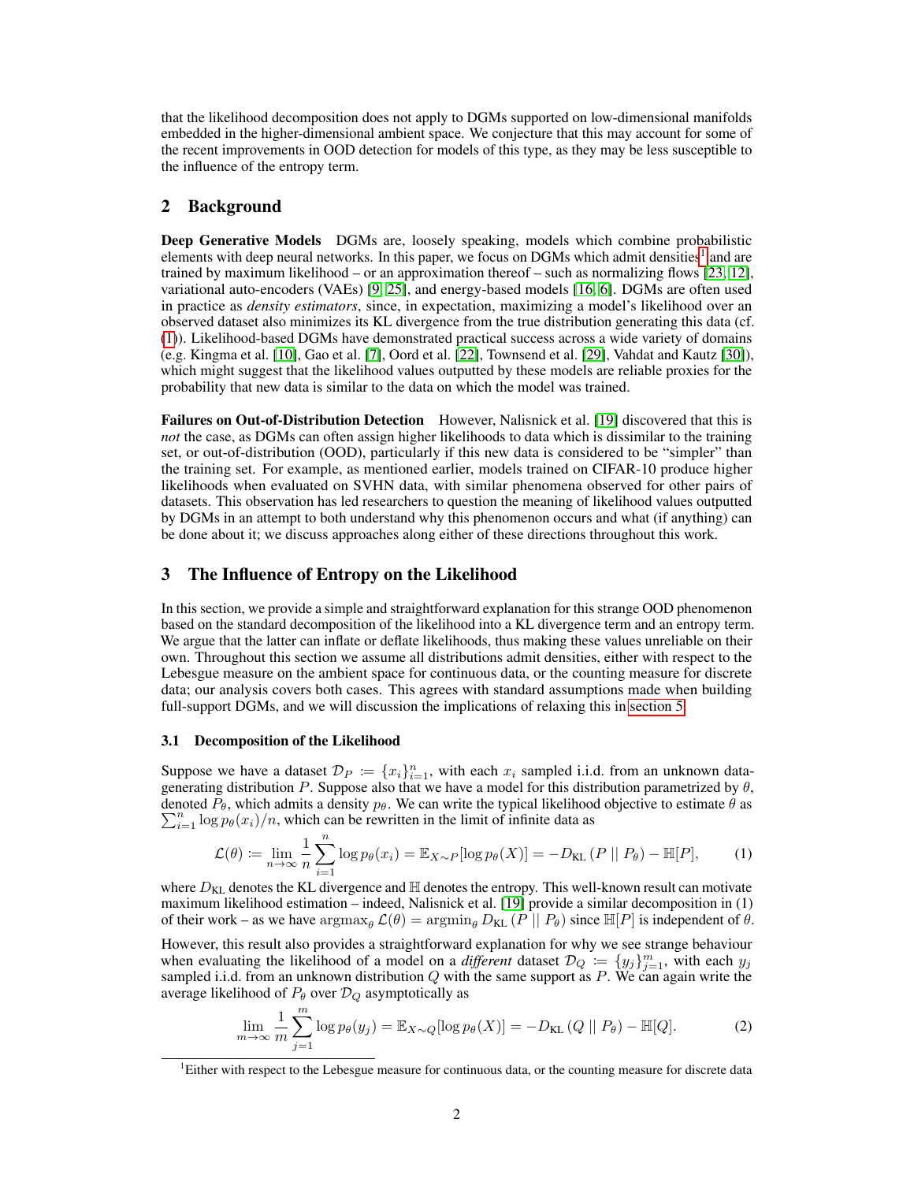that the likelihood decomposition does not apply to DGMs supported on low-dimensional manifolds embedded in the higher-dimensional ambient space. We conjecture that this may account for some of the recent improvements in OOD detection for models of this type, as they may be less susceptible to the influence of the entropy term.

## 2 Background

**Deep Generative Models** DGMs are, loosely speaking, models which combine probabilistic elements with deep neural networks. In this paper, we focus on DGMs which admit densities[1] and are trained by maximum likelihood – or an approximation thereof – such as normalizing flows [23, 12], variational auto-encoders (VAEs) [9, 25], and energy-based models [16, 6]. DGMs are often used in practice as *density estimators*, since, in expectation, maximizing a model's likelihood over an observed dataset also minimizes its KL divergence from the true distribution generating this data (cf. (1)). Likelihood-based DGMs have demonstrated practical success across a wide variety of domains (e.g. Kingma et al. [10], Gao et al. [7], Oord et al. [22], Townsend et al. [29], Vahdat and Kautz [30]), which might suggest that the likelihood values outputted by these models are reliable proxies for the probability that new data is similar to the data on which the model was trained.

**Failures on Out-of-Distribution Detection** However, Nalisnick et al. [19] discovered that this is *not* the case, as DGMs can often assign higher likelihoods to data which is dissimilar to the training set, or out-of-distribution (OOD), particularly if this new data is considered to be "simpler" than the training set. For example, as mentioned earlier, models trained on CIFAR-10 produce higher likelihoods when evaluated on SVHN data, with similar phenomena observed for other pairs of datasets. This observation has led researchers to question the meaning of likelihood values outputted by DGMs in an attempt to both understand why this phenomenon occurs and what (if anything) can be done about it; we discuss approaches along either of these directions throughout this work.

## 3 The Influence of Entropy on the Likelihood

In this section, we provide a simple and straightforward explanation for this strange OOD phenomenon based on the standard decomposition of the likelihood into a KL divergence term and an entropy term. We argue that the latter can inflate or deflate likelihoods, thus making these values unreliable on their own. Throughout this section we assume all distributions admit densities, either with respect to the Lebesgue measure on the ambient space for continuous data, or the counting measure for discrete data; our analysis covers both cases. This agrees with standard assumptions made when building full-support DGMs, and we will discussion the implications of relaxing this in section 5.

### 3.1 Decomposition of the Likelihood

Suppose we have a dataset $\mathcal{D}_P := \{x_i\}_{i=1}^n$, with each $x_i$ sampled i.i.d. from an unknown data-generating distribution $P$. Suppose also that we have a model for this distribution parametrized by $\theta$, denoted $P_\theta$, which admits a density $p_\theta$. We can write the typical likelihood objective to estimate $\theta$ as $\sum_{i=1}^n \log p_\theta(x_i)/n$, which can be rewritten in the limit of infinite data as

$$\mathcal{L}(\theta) := \lim_{n\to\infty} \frac{1}{n} \sum_{i=1}^{n} \log p_\theta(x_i) = \mathbb{E}_{X\sim P}[\log p_\theta(X)] = -D_{\mathrm{KL}}\left(P \mid\mid P_\theta\right) - \mathbb{H}[P], \tag{1}$$

where $D_{\mathrm{KL}}$ denotes the KL divergence and $\mathbb{H}$ denotes the entropy. This well-known result can motivate maximum likelihood estimation – indeed, Nalisnick et al. [19] provide a similar decomposition in (1) of their work – as we have $\operatorname{argmax}_\theta \mathcal{L}(\theta) = \operatorname{argmin}_\theta D_{\mathrm{KL}}\left(P \mid\mid P_\theta\right)$ since $\mathbb{H}[P]$ is independent of $\theta$.

However, this result also provides a straightforward explanation for why we see strange behaviour when evaluating the likelihood of a model on a *different* dataset $\mathcal{D}_Q := \{y_j\}_{j=1}^m$, with each $y_j$ sampled i.i.d. from an unknown distribution $Q$ with the same support as $P$. We can again write the average likelihood of $P_\theta$ over $\mathcal{D}_Q$ asymptotically as

$$\lim_{m\to\infty} \frac{1}{m} \sum_{j=1}^{m} \log p_\theta(y_j) = \mathbb{E}_{X\sim Q}[\log p_\theta(X)] = -D_{\mathrm{KL}}\left(Q \mid\mid P_\theta\right) - \mathbb{H}[Q]. \tag{2}$$

[1] Either with respect to the Lebesgue measure for continuous data, or the counting measure for discrete data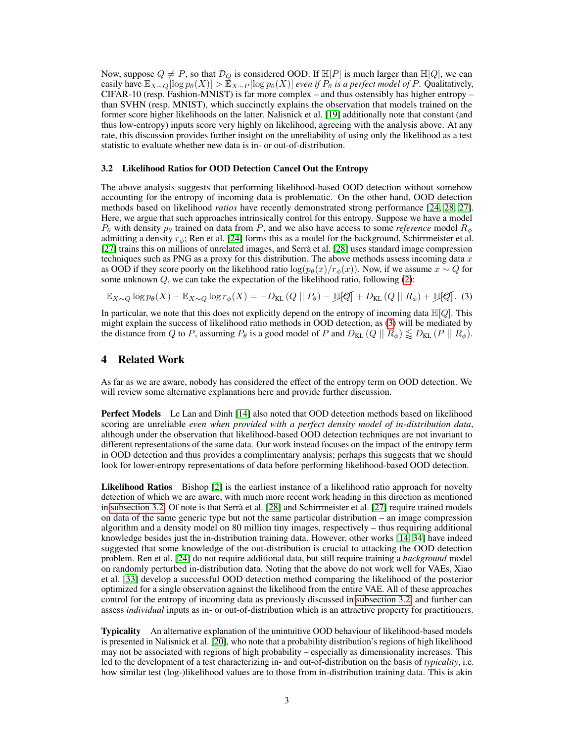Now, suppose $Q \neq P$, so that $\mathcal{D}_Q$ is considered OOD. If $\mathbb{H}[P]$ is much larger than $\mathbb{H}[Q]$, we can easily have $\mathbb{E}_{X \sim Q}[\log p_\theta(X)] > \mathbb{E}_{X \sim P}[\log p_\theta(X)]$ *even if $P_\theta$ is a perfect model of $P$*. Qualitatively, CIFAR-10 (resp. Fashion-MNIST) is far more complex – and thus ostensibly has higher entropy – than SVHN (resp. MNIST), which succinctly explains the observation that models trained on the former score higher likelihoods on the latter. Nalisnick et al. [19] additionally note that constant (and thus low-entropy) inputs score very highly on likelihood, agreeing with the analysis above. At any rate, this discussion provides further insight on the unreliability of using only the likelihood as a test statistic to evaluate whether new data is in- or out-of-distribution.

### 3.2 Likelihood Ratios for OOD Detection Cancel Out the Entropy

The above analysis suggests that performing likelihood-based OOD detection without somehow accounting for the entropy of incoming data is problematic. On the other hand, OOD detection methods based on likelihood *ratios* have recently demonstrated strong performance [24, 28, 27]. Here, we argue that such approaches intrinsically control for this entropy. Suppose we have a model $P_\theta$ with density $p_\theta$ trained on data from $P$, and we also have access to some *reference* model $R_\phi$ admitting a density $r_\phi$; Ren et al. [24] forms this as a model for the background, Schirrmeister et al. [27] trains this on millions of unrelated images, and Serrà et al. [28] uses standard image compression techniques such as PNG as a proxy for this distribution. The above methods assess incoming data $x$ as OOD if they score poorly on the likelihood ratio $\log(p_\theta(x)/r_\phi(x))$. Now, if we assume $x \sim Q$ for some unknown $Q$, we can take the expectation of the likelihood ratio, following (2):

$$\mathbb{E}_{X \sim Q} \log p_\theta(X) - \mathbb{E}_{X \sim Q} \log r_\phi(X) = -D_{\mathrm{KL}}(Q \,||\, P_\theta) - \cancel{\mathbb{H}[Q]} + D_{\mathrm{KL}}(Q \,||\, R_\phi) + \cancel{\mathbb{H}[Q]}. \quad (3)$$

In particular, we note that this does not explicitly depend on the entropy of incoming data $\mathbb{H}[Q]$. This might explain the success of likelihood ratio methods in OOD detection, as (3) will be mediated by the distance from $Q$ to $P$, assuming $P_\theta$ is a good model of $P$ and $D_{\mathrm{KL}}(Q \,||\, R_\phi) \lessapprox D_{\mathrm{KL}}(P \,||\, R_\phi)$.

## 4 Related Work

As far as we are aware, nobody has considered the effect of the entropy term on OOD detection. We will review some alternative explanations here and provide further discussion.

**Perfect Models** Le Lan and Dinh [14] also noted that OOD detection methods based on likelihood scoring are unreliable *even when provided with a perfect density model of in-distribution data*, although under the observation that likelihood-based OOD detection techniques are not invariant to different representations of the same data. Our work instead focuses on the impact of the entropy term in OOD detection and thus provides a complimentary analysis; perhaps this suggests that we should look for lower-entropy representations of data before performing likelihood-based OOD detection.

**Likelihood Ratios** Bishop [2] is the earliest instance of a likelihood ratio approach for novelty detection of which we are aware, with much more recent work heading in this direction as mentioned in subsection 3.2. Of note is that Serrà et al. [28] and Schirrmeister et al. [27] require trained models on data of the same generic type but not the same particular distribution – an image compression algorithm and a density model on 80 million tiny images, respectively – thus requiring additional knowledge besides just the in-distribution training data. However, other works [14, 34] have indeed suggested that some knowledge of the out-distribution is crucial to attacking the OOD detection problem. Ren et al. [24] do not require additional data, but still require training a *background* model on randomly perturbed in-distribution data. Noting that the above do not work well for VAEs, Xiao et al. [33] develop a successful OOD detection method comparing the likelihood of the posterior optimized for a single observation against the likelihood from the entire VAE. All of these approaches control for the entropy of incoming data as previously discussed in subsection 3.2, and further can assess *individual* inputs as in- or out-of-distribution which is an attractive property for practitioners.

**Typicality** An alternative explanation of the unintuitive OOD behaviour of likelihood-based models is presented in Nalisnick et al. [20], who note that a probability distribution's regions of high likelihood may not be associated with regions of high probability – especially as dimensionality increases. This led to the development of a test characterizing in- and out-of-distribution on the basis of *typicality*, i.e. how similar test (log-)likelihood values are to those from in-distribution training data. This is akin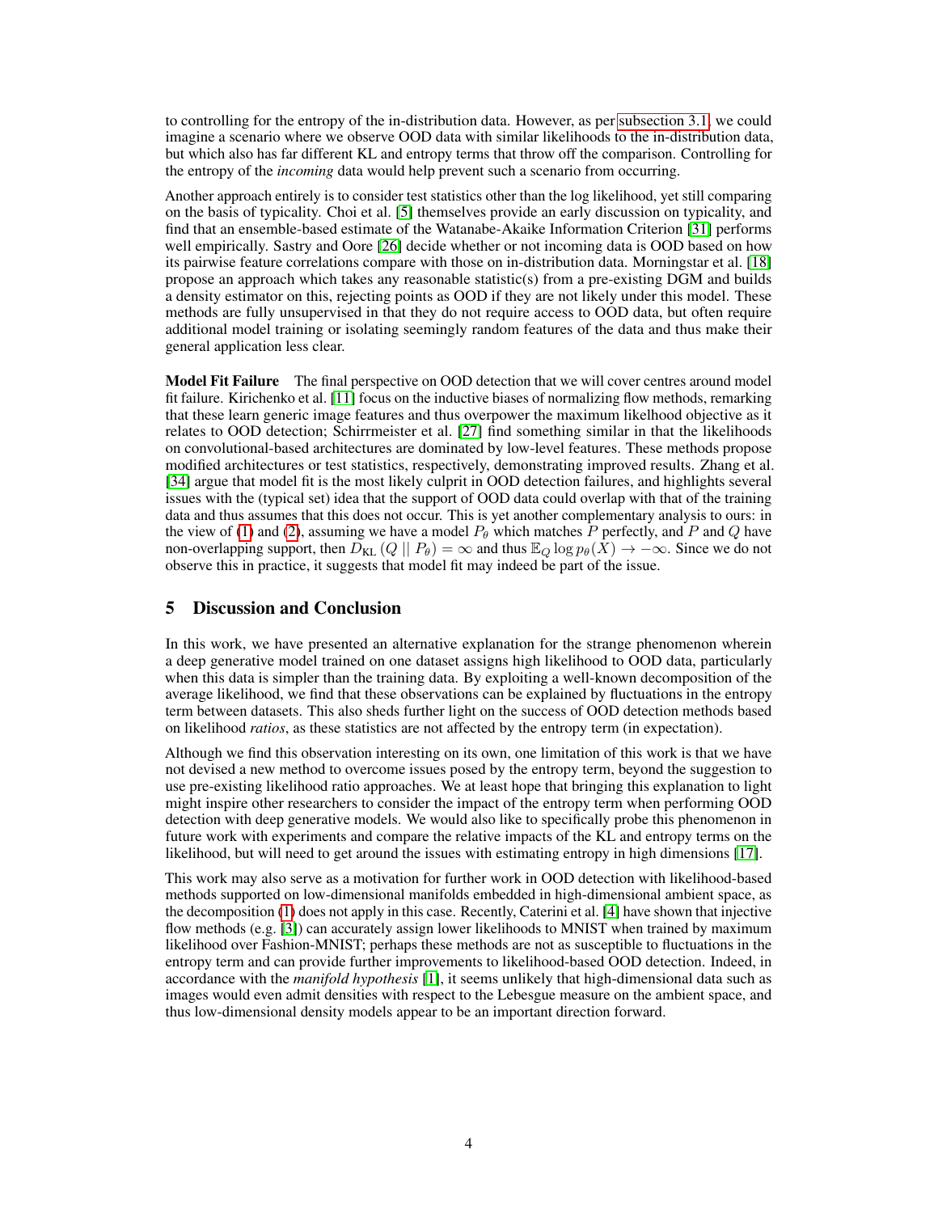to controlling for the entropy of the in-distribution data. However, as per subsection 3.1, we could imagine a scenario where we observe OOD data with similar likelihoods to the in-distribution data, but which also has far different KL and entropy terms that throw off the comparison. Controlling for the entropy of the *incoming* data would help prevent such a scenario from occurring.

Another approach entirely is to consider test statistics other than the log likelihood, yet still comparing on the basis of typicality. Choi et al. [5] themselves provide an early discussion on typicality, and find that an ensemble-based estimate of the Watanabe-Akaike Information Criterion [31] performs well empirically. Sastry and Oore [26] decide whether or not incoming data is OOD based on how its pairwise feature correlations compare with those on in-distribution data. Morningstar et al. [18] propose an approach which takes any reasonable statistic(s) from a pre-existing DGM and builds a density estimator on this, rejecting points as OOD if they are not likely under this model. These methods are fully unsupervised in that they do not require access to OOD data, but often require additional model training or isolating seemingly random features of the data and thus make their general application less clear.

**Model Fit Failure** The final perspective on OOD detection that we will cover centres around model fit failure. Kirichenko et al. [11] focus on the inductive biases of normalizing flow methods, remarking that these learn generic image features and thus overpower the maximum likelhood objective as it relates to OOD detection; Schirrmeister et al. [27] find something similar in that the likelihoods on convolutional-based architectures are dominated by low-level features. These methods propose modified architectures or test statistics, respectively, demonstrating improved results. Zhang et al. [34] argue that model fit is the most likely culprit in OOD detection failures, and highlights several issues with the (typical set) idea that the support of OOD data could overlap with that of the training data and thus assumes that this does not occur. This is yet another complementary analysis to ours: in the view of (1) and (2), assuming we have a model $P_\theta$ which matches $P$ perfectly, and $P$ and $Q$ have non-overlapping support, then $D_{\mathrm{KL}}\left(Q \;||\; P_\theta\right) = \infty$ and thus $\mathbb{E}_Q \log p_\theta(X) \to -\infty$. Since we do not observe this in practice, it suggests that model fit may indeed be part of the issue.

## 5 Discussion and Conclusion

In this work, we have presented an alternative explanation for the strange phenomenon wherein a deep generative model trained on one dataset assigns high likelihood to OOD data, particularly when this data is simpler than the training data. By exploiting a well-known decomposition of the average likelihood, we find that these observations can be explained by fluctuations in the entropy term between datasets. This also sheds further light on the success of OOD detection methods based on likelihood *ratios*, as these statistics are not affected by the entropy term (in expectation).

Although we find this observation interesting on its own, one limitation of this work is that we have not devised a new method to overcome issues posed by the entropy term, beyond the suggestion to use pre-existing likelihood ratio approaches. We at least hope that bringing this explanation to light might inspire other researchers to consider the impact of the entropy term when performing OOD detection with deep generative models. We would also like to specifically probe this phenomenon in future work with experiments and compare the relative impacts of the KL and entropy terms on the likelihood, but will need to get around the issues with estimating entropy in high dimensions [17].

This work may also serve as a motivation for further work in OOD detection with likelihood-based methods supported on low-dimensional manifolds embedded in high-dimensional ambient space, as the decomposition (1) does not apply in this case. Recently, Caterini et al. [4] have shown that injective flow methods (e.g. [3]) can accurately assign lower likelihoods to MNIST when trained by maximum likelihood over Fashion-MNIST; perhaps these methods are not as susceptible to fluctuations in the entropy term and can provide further improvements to likelihood-based OOD detection. Indeed, in accordance with the *manifold hypothesis* [1], it seems unlikely that high-dimensional data such as images would even admit densities with respect to the Lebesgue measure on the ambient space, and thus low-dimensional density models appear to be an important direction forward.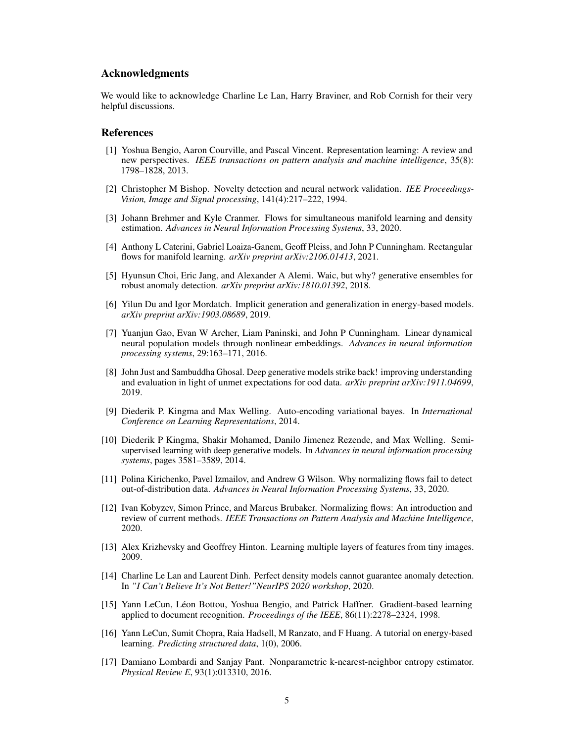## Acknowledgments

We would like to acknowledge Charline Le Lan, Harry Braviner, and Rob Cornish for their very helpful discussions.

## References

[1] Yoshua Bengio, Aaron Courville, and Pascal Vincent. Representation learning: A review and new perspectives. *IEEE transactions on pattern analysis and machine intelligence*, 35(8): 1798–1828, 2013.

[2] Christopher M Bishop. Novelty detection and neural network validation. *IEE Proceedings-Vision, Image and Signal processing*, 141(4):217–222, 1994.

[3] Johann Brehmer and Kyle Cranmer. Flows for simultaneous manifold learning and density estimation. *Advances in Neural Information Processing Systems*, 33, 2020.

[4] Anthony L Caterini, Gabriel Loaiza-Ganem, Geoff Pleiss, and John P Cunningham. Rectangular flows for manifold learning. *arXiv preprint arXiv:2106.01413*, 2021.

[5] Hyunsun Choi, Eric Jang, and Alexander A Alemi. Waic, but why? generative ensembles for robust anomaly detection. *arXiv preprint arXiv:1810.01392*, 2018.

[6] Yilun Du and Igor Mordatch. Implicit generation and generalization in energy-based models. *arXiv preprint arXiv:1903.08689*, 2019.

[7] Yuanjun Gao, Evan W Archer, Liam Paninski, and John P Cunningham. Linear dynamical neural population models through nonlinear embeddings. *Advances in neural information processing systems*, 29:163–171, 2016.

[8] John Just and Sambuddha Ghosal. Deep generative models strike back! improving understanding and evaluation in light of unmet expectations for ood data. *arXiv preprint arXiv:1911.04699*, 2019.

[9] Diederik P. Kingma and Max Welling. Auto-encoding variational bayes. In *International Conference on Learning Representations*, 2014.

[10] Diederik P Kingma, Shakir Mohamed, Danilo Jimenez Rezende, and Max Welling. Semi-supervised learning with deep generative models. In *Advances in neural information processing systems*, pages 3581–3589, 2014.

[11] Polina Kirichenko, Pavel Izmailov, and Andrew G Wilson. Why normalizing flows fail to detect out-of-distribution data. *Advances in Neural Information Processing Systems*, 33, 2020.

[12] Ivan Kobyzev, Simon Prince, and Marcus Brubaker. Normalizing flows: An introduction and review of current methods. *IEEE Transactions on Pattern Analysis and Machine Intelligence*, 2020.

[13] Alex Krizhevsky and Geoffrey Hinton. Learning multiple layers of features from tiny images. 2009.

[14] Charline Le Lan and Laurent Dinh. Perfect density models cannot guarantee anomaly detection. In *"I Can't Believe It's Not Better!"NeurIPS 2020 workshop*, 2020.

[15] Yann LeCun, Léon Bottou, Yoshua Bengio, and Patrick Haffner. Gradient-based learning applied to document recognition. *Proceedings of the IEEE*, 86(11):2278–2324, 1998.

[16] Yann LeCun, Sumit Chopra, Raia Hadsell, M Ranzato, and F Huang. A tutorial on energy-based learning. *Predicting structured data*, 1(0), 2006.

[17] Damiano Lombardi and Sanjay Pant. Nonparametric k-nearest-neighbor entropy estimator. *Physical Review E*, 93(1):013310, 2016.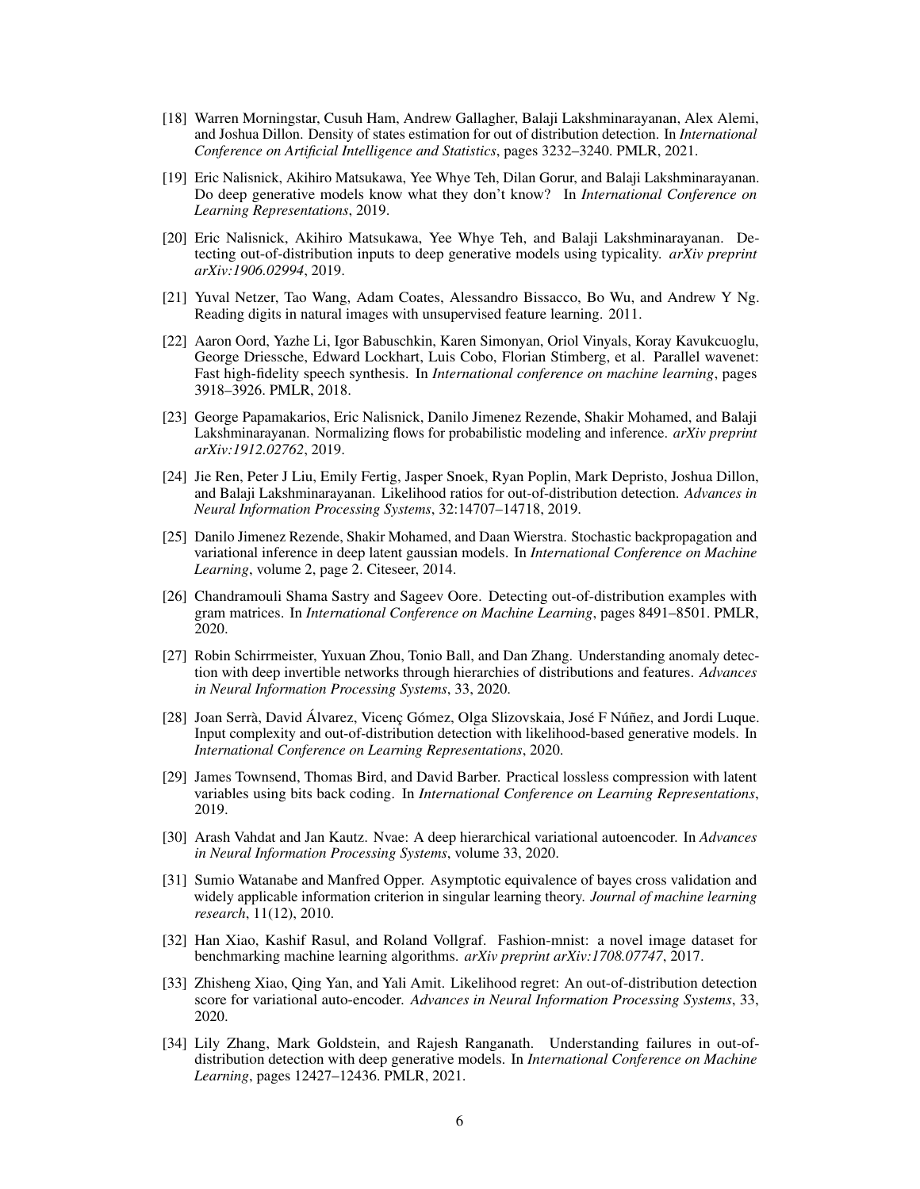[18] Warren Morningstar, Cusuh Ham, Andrew Gallagher, Balaji Lakshminarayanan, Alex Alemi, and Joshua Dillon. Density of states estimation for out of distribution detection. In *International Conference on Artificial Intelligence and Statistics*, pages 3232–3240. PMLR, 2021.

[19] Eric Nalisnick, Akihiro Matsukawa, Yee Whye Teh, Dilan Gorur, and Balaji Lakshminarayanan. Do deep generative models know what they don't know? In *International Conference on Learning Representations*, 2019.

[20] Eric Nalisnick, Akihiro Matsukawa, Yee Whye Teh, and Balaji Lakshminarayanan. Detecting out-of-distribution inputs to deep generative models using typicality. *arXiv preprint arXiv:1906.02994*, 2019.

[21] Yuval Netzer, Tao Wang, Adam Coates, Alessandro Bissacco, Bo Wu, and Andrew Y Ng. Reading digits in natural images with unsupervised feature learning. 2011.

[22] Aaron Oord, Yazhe Li, Igor Babuschkin, Karen Simonyan, Oriol Vinyals, Koray Kavukcuoglu, George Driessche, Edward Lockhart, Luis Cobo, Florian Stimberg, et al. Parallel wavenet: Fast high-fidelity speech synthesis. In *International conference on machine learning*, pages 3918–3926. PMLR, 2018.

[23] George Papamakarios, Eric Nalisnick, Danilo Jimenez Rezende, Shakir Mohamed, and Balaji Lakshminarayanan. Normalizing flows for probabilistic modeling and inference. *arXiv preprint arXiv:1912.02762*, 2019.

[24] Jie Ren, Peter J Liu, Emily Fertig, Jasper Snoek, Ryan Poplin, Mark Depristo, Joshua Dillon, and Balaji Lakshminarayanan. Likelihood ratios for out-of-distribution detection. *Advances in Neural Information Processing Systems*, 32:14707–14718, 2019.

[25] Danilo Jimenez Rezende, Shakir Mohamed, and Daan Wierstra. Stochastic backpropagation and variational inference in deep latent gaussian models. In *International Conference on Machine Learning*, volume 2, page 2. Citeseer, 2014.

[26] Chandramouli Shama Sastry and Sageev Oore. Detecting out-of-distribution examples with gram matrices. In *International Conference on Machine Learning*, pages 8491–8501. PMLR, 2020.

[27] Robin Schirrmeister, Yuxuan Zhou, Tonio Ball, and Dan Zhang. Understanding anomaly detection with deep invertible networks through hierarchies of distributions and features. *Advances in Neural Information Processing Systems*, 33, 2020.

[28] Joan Serrà, David Álvarez, Vicenç Gómez, Olga Slizovskaia, José F Núñez, and Jordi Luque. Input complexity and out-of-distribution detection with likelihood-based generative models. In *International Conference on Learning Representations*, 2020.

[29] James Townsend, Thomas Bird, and David Barber. Practical lossless compression with latent variables using bits back coding. In *International Conference on Learning Representations*, 2019.

[30] Arash Vahdat and Jan Kautz. Nvae: A deep hierarchical variational autoencoder. In *Advances in Neural Information Processing Systems*, volume 33, 2020.

[31] Sumio Watanabe and Manfred Opper. Asymptotic equivalence of bayes cross validation and widely applicable information criterion in singular learning theory. *Journal of machine learning research*, 11(12), 2010.

[32] Han Xiao, Kashif Rasul, and Roland Vollgraf. Fashion-mnist: a novel image dataset for benchmarking machine learning algorithms. *arXiv preprint arXiv:1708.07747*, 2017.

[33] Zhisheng Xiao, Qing Yan, and Yali Amit. Likelihood regret: An out-of-distribution detection score for variational auto-encoder. *Advances in Neural Information Processing Systems*, 33, 2020.

[34] Lily Zhang, Mark Goldstein, and Rajesh Ranganath. Understanding failures in out-of-distribution detection with deep generative models. In *International Conference on Machine Learning*, pages 12427–12436. PMLR, 2021.